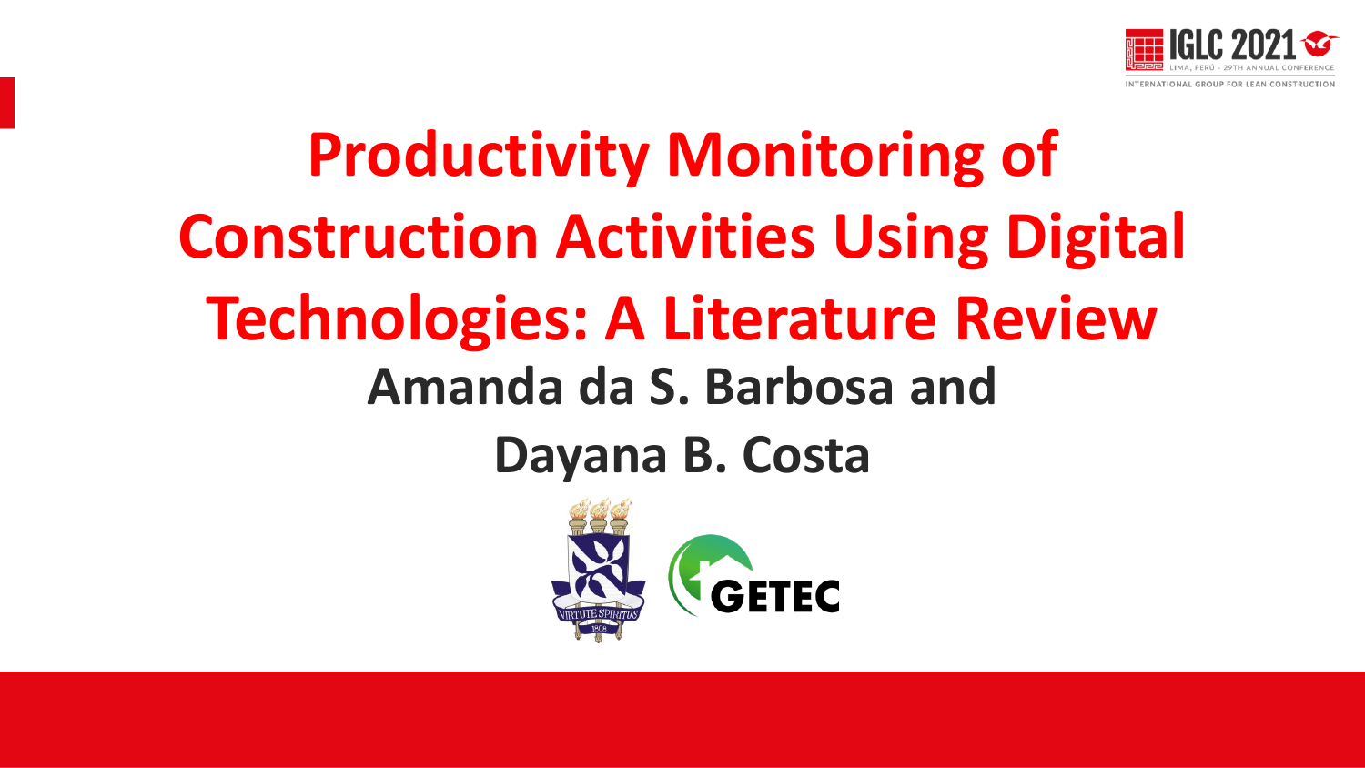# Productivity Monitoring of Construction Activities Using Digital Technologies: A Literature Review

**Amanda da S. Barbosa and**

**Dayana B. Costa**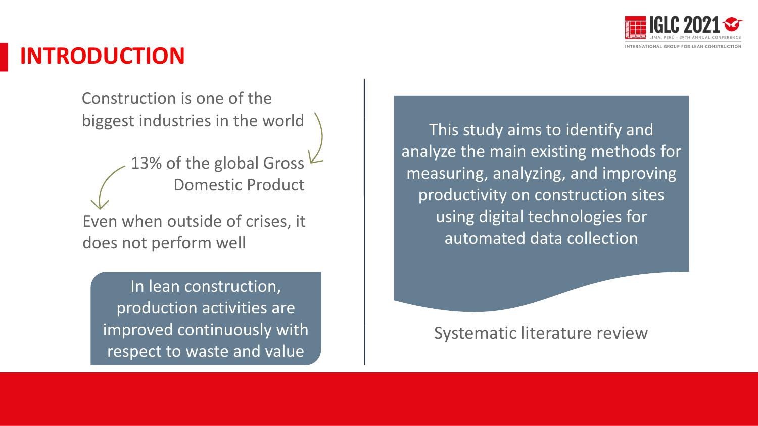# INTRODUCTION

Construction is one of the biggest industries in the world

13% of the global Gross Domestic Product

Even when outside of crises, it does not perform well

In lean construction, production activities are improved continuously with respect to waste and value

This study aims to identify and analyze the main existing methods for measuring, analyzing, and improving productivity on construction sites using digital technologies for automated data collection

Systematic literature review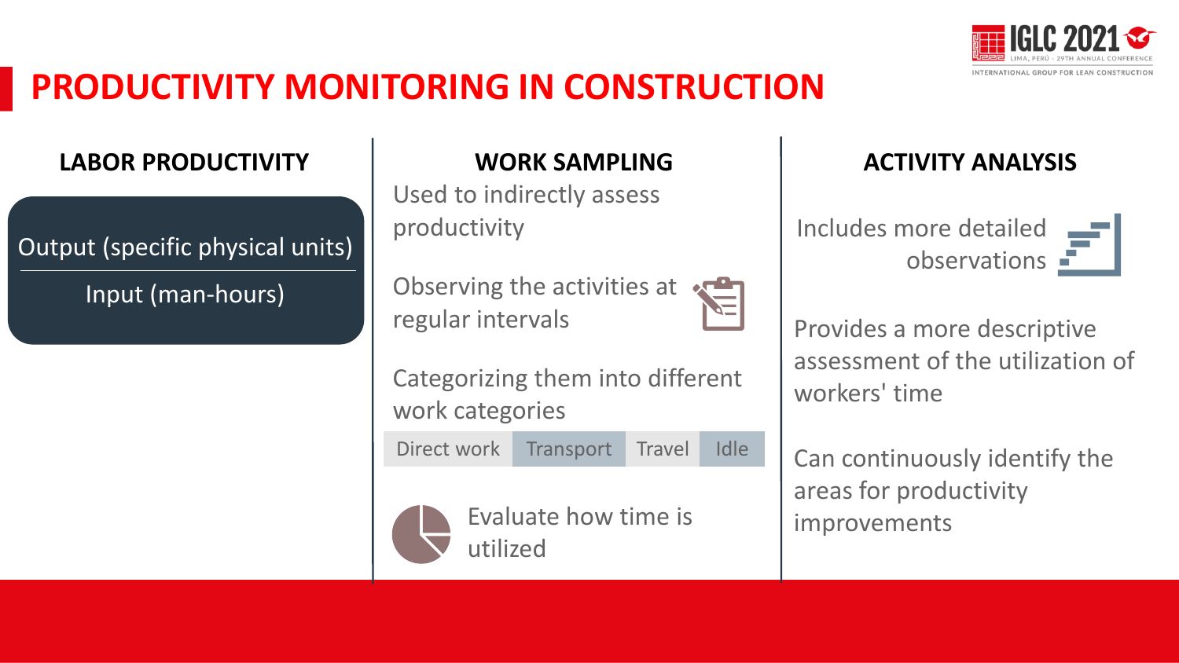# PRODUCTIVITY MONITORING IN CONSTRUCTION

## LABOR PRODUCTIVITY

$$\frac{\text{Output (specific physical units)}}{\text{Input (man-hours)}}$$

## WORK SAMPLING

Used to indirectly assess productivity

Observing the activities at regular intervals

Categorizing them into different work categories

| Direct work | Transport | Travel | Idle |
|---|---|---|---|

Evaluate how time is utilized

## ACTIVITY ANALYSIS

Includes more detailed observations

Provides a more descriptive assessment of the utilization of workers' time

Can continuously identify the areas for productivity improvements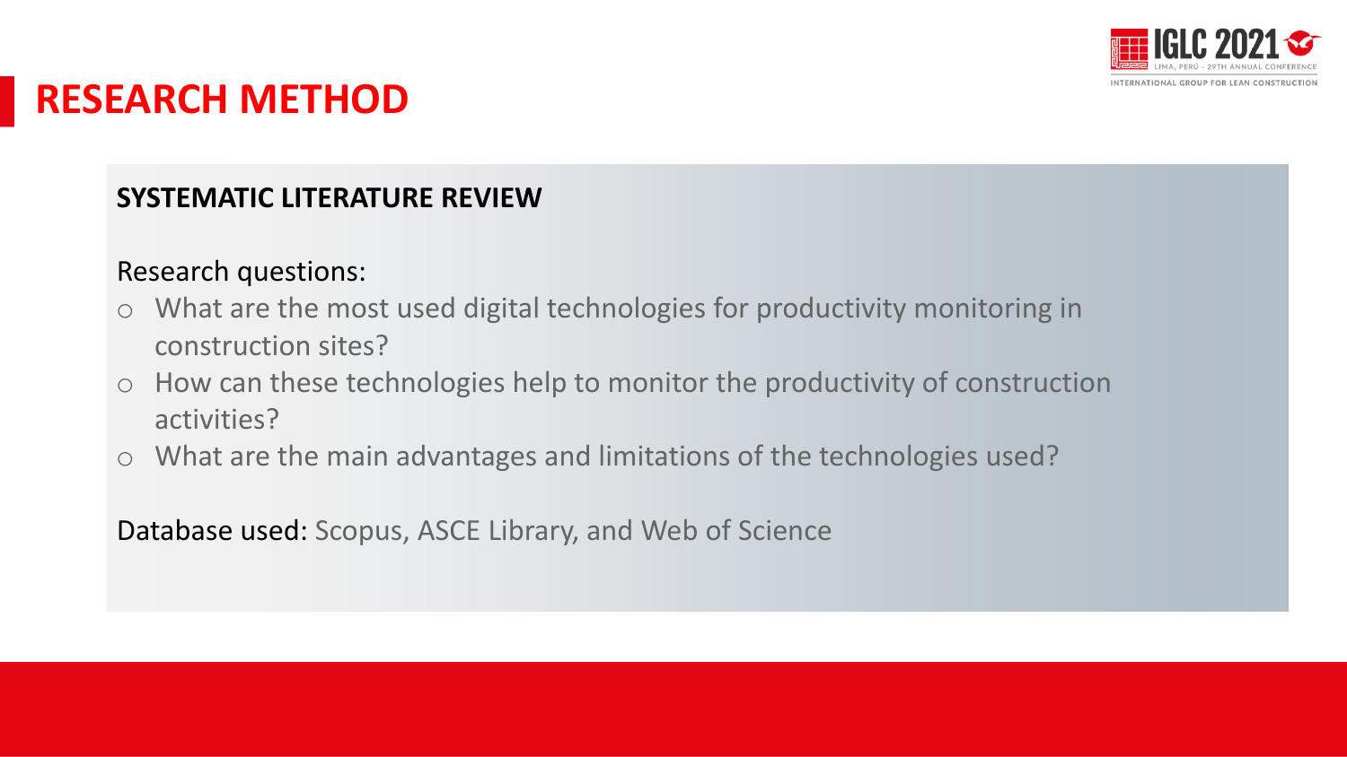# RESEARCH METHOD

**SYSTEMATIC LITERATURE REVIEW**

Research questions:

- What are the most used digital technologies for productivity monitoring in construction sites?
- How can these technologies help to monitor the productivity of construction activities?
- What are the main advantages and limitations of the technologies used?

Database used: Scopus, ASCE Library, and Web of Science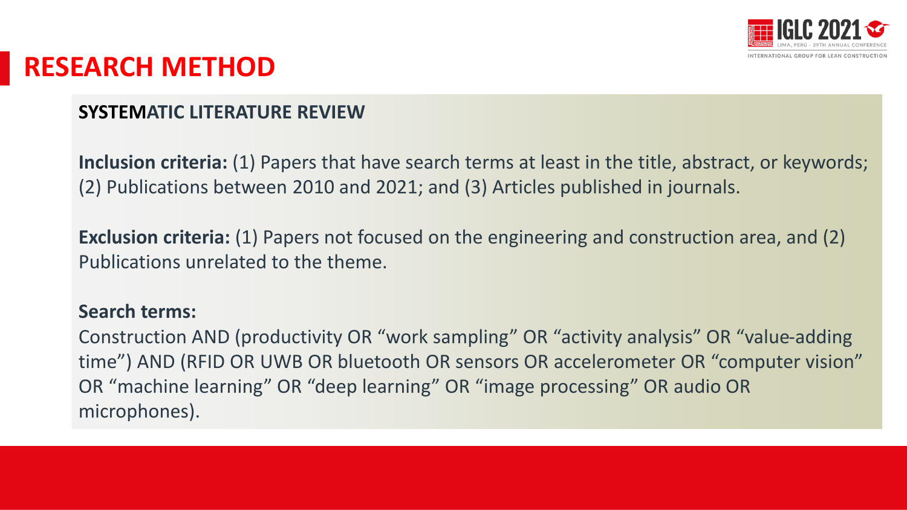# RESEARCH METHOD

## SYSTEMATIC LITERATURE REVIEW

**Inclusion criteria:** (1) Papers that have search terms at least in the title, abstract, or keywords; (2) Publications between 2010 and 2021; and (3) Articles published in journals.

**Exclusion criteria:** (1) Papers not focused on the engineering and construction area, and (2) Publications unrelated to the theme.

**Search terms:**

Construction AND (productivity OR "work sampling" OR "activity analysis" OR "value-adding time") AND (RFID OR UWB OR bluetooth OR sensors OR accelerometer OR "computer vision" OR "machine learning" OR "deep learning" OR "image processing" OR audio OR microphones).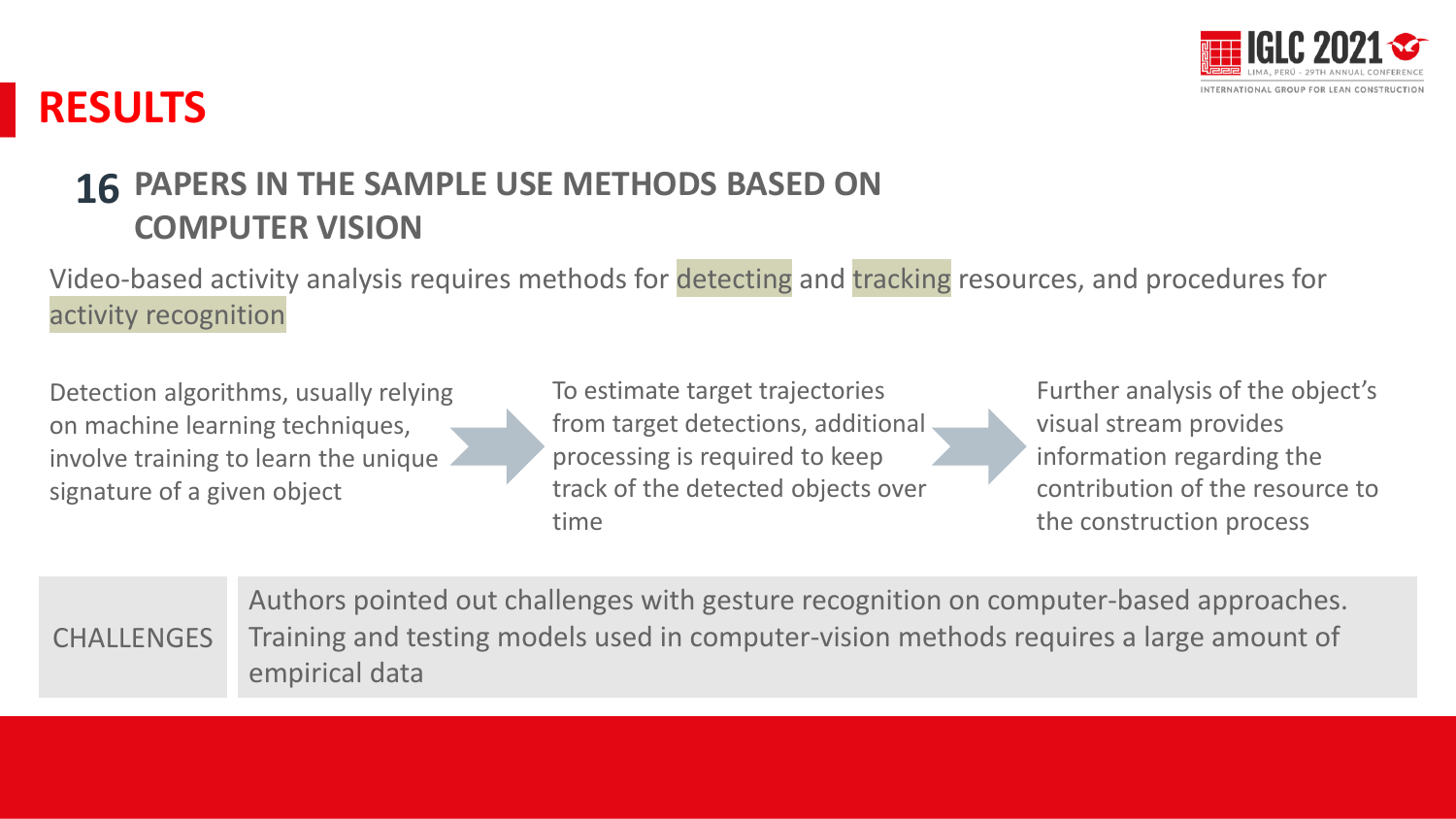# RESULTS

## 16 PAPERS IN THE SAMPLE USE METHODS BASED ON COMPUTER VISION

Video-based activity analysis requires methods for detecting and tracking resources, and procedures for activity recognition

Detection algorithms, usually relying on machine learning techniques, involve training to learn the unique signature of a given object

To estimate target trajectories from target detections, additional processing is required to keep track of the detected objects over time

Further analysis of the object's visual stream provides information regarding the contribution of the resource to the construction process

| CHALLENGES | Authors pointed out challenges with gesture recognition on computer-based approaches. Training and testing models used in computer-vision methods requires a large amount of empirical data |
| --- | --- |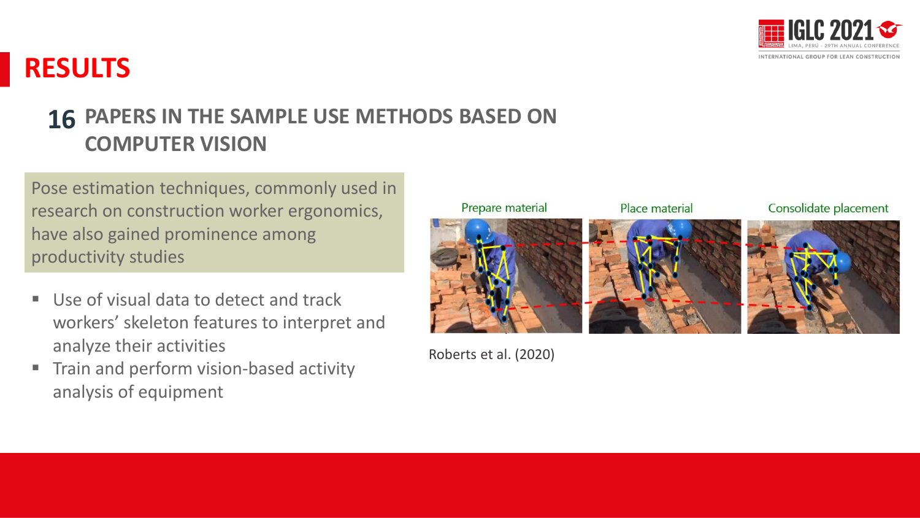# RESULTS

## 16 PAPERS IN THE SAMPLE USE METHODS BASED ON COMPUTER VISION

Pose estimation techniques, commonly used in research on construction worker ergonomics, have also gained prominence among productivity studies

- Use of visual data to detect and track workers' skeleton features to interpret and analyze their activities
- Train and perform vision-based activity analysis of equipment

Prepare material | Place material | Consolidate placement

Roberts et al. (2020)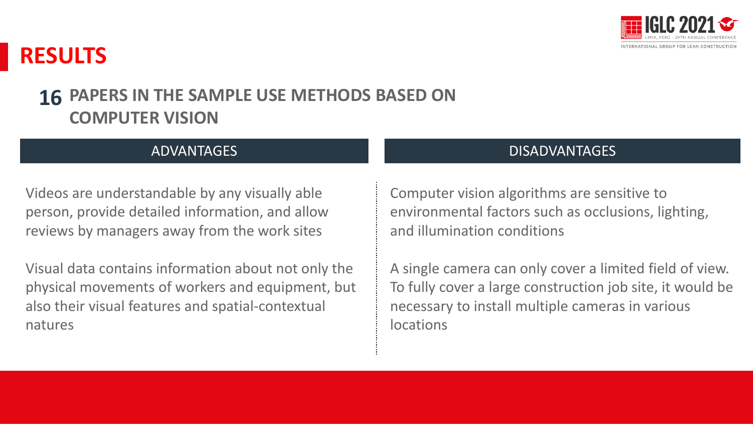# RESULTS

## 16 PAPERS IN THE SAMPLE USE METHODS BASED ON COMPUTER VISION

| ADVANTAGES | DISADVANTAGES |
| --- | --- |
| Videos are understandable by any visually able person, provide detailed information, and allow reviews by managers away from the work sites | Computer vision algorithms are sensitive to environmental factors such as occlusions, lighting, and illumination conditions |
| Visual data contains information about not only the physical movements of workers and equipment, but also their visual features and spatial-contextual natures | A single camera can only cover a limited field of view. To fully cover a large construction job site, it would be necessary to install multiple cameras in various locations |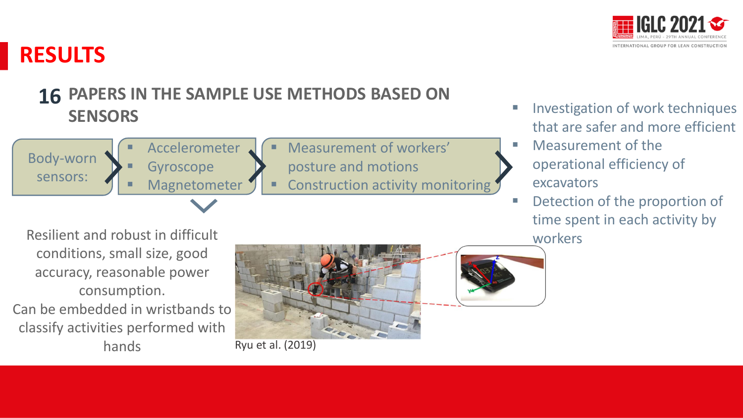# RESULTS

## 16 PAPERS IN THE SAMPLE USE METHODS BASED ON SENSORS

Body-worn sensors:

- Accelerometer
- Gyroscope
- Magnetometer

- Measurement of workers' posture and motions
- Construction activity monitoring

- Investigation of work techniques that are safer and more efficient
- Measurement of the operational efficiency of excavators
- Detection of the proportion of time spent in each activity by workers

Resilient and robust in difficult conditions, small size, good accuracy, reasonable power consumption.
Can be embedded in wristbands to classify activities performed with hands

Ryu et al. (2019)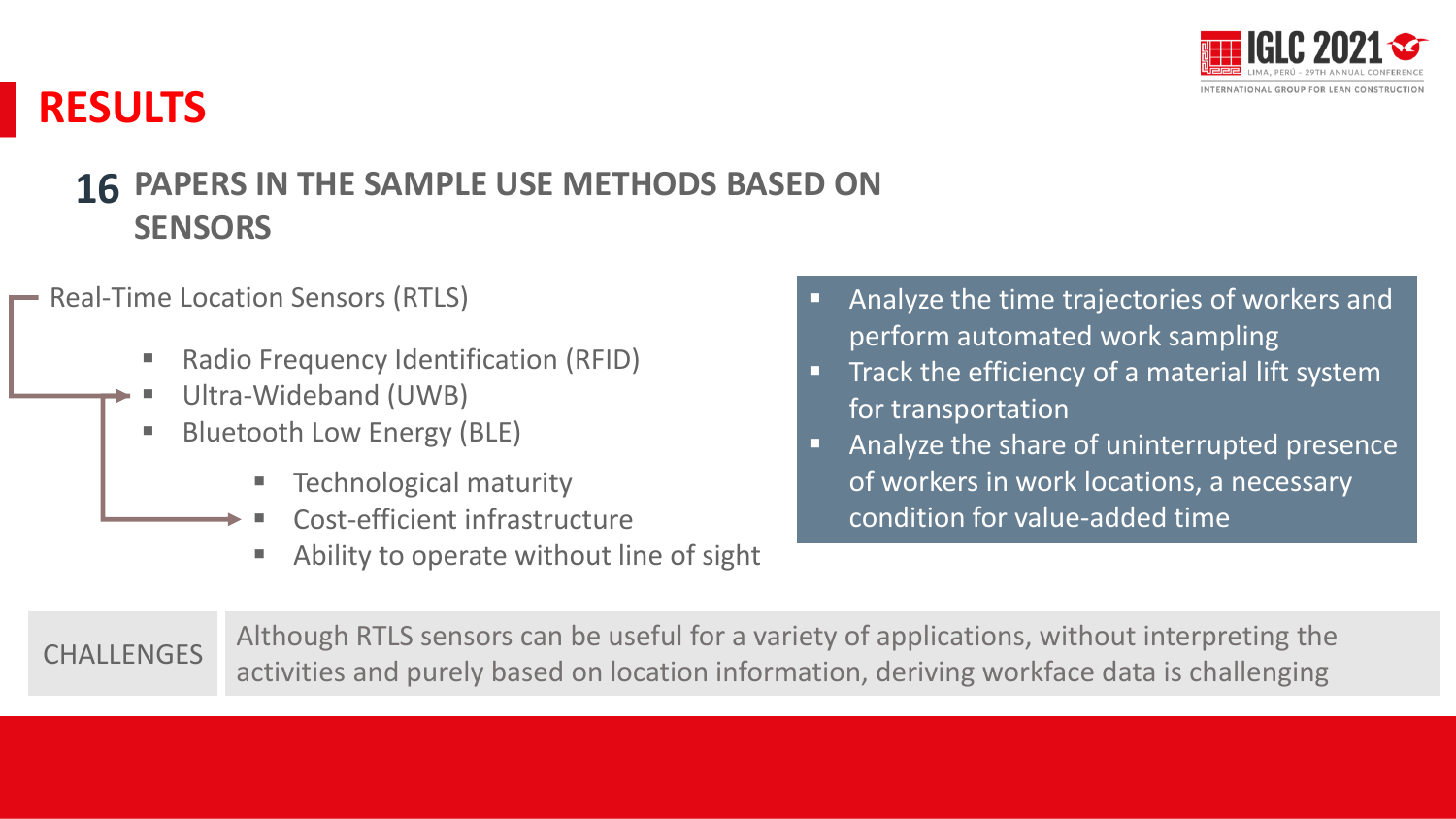# RESULTS

## 16 PAPERS IN THE SAMPLE USE METHODS BASED ON SENSORS

Real-Time Location Sensors (RTLS)

- Radio Frequency Identification (RFID)
- Ultra-Wideband (UWB)
- Bluetooth Low Energy (BLE)
    - Technological maturity
    - Cost-efficient infrastructure
    - Ability to operate without line of sight

- Analyze the time trajectories of workers and perform automated work sampling
- Track the efficiency of a material lift system for transportation
- Analyze the share of uninterrupted presence of workers in work locations, a necessary condition for value-added time

CHALLENGES

Although RTLS sensors can be useful for a variety of applications, without interpreting the activities and purely based on location information, deriving workface data is challenging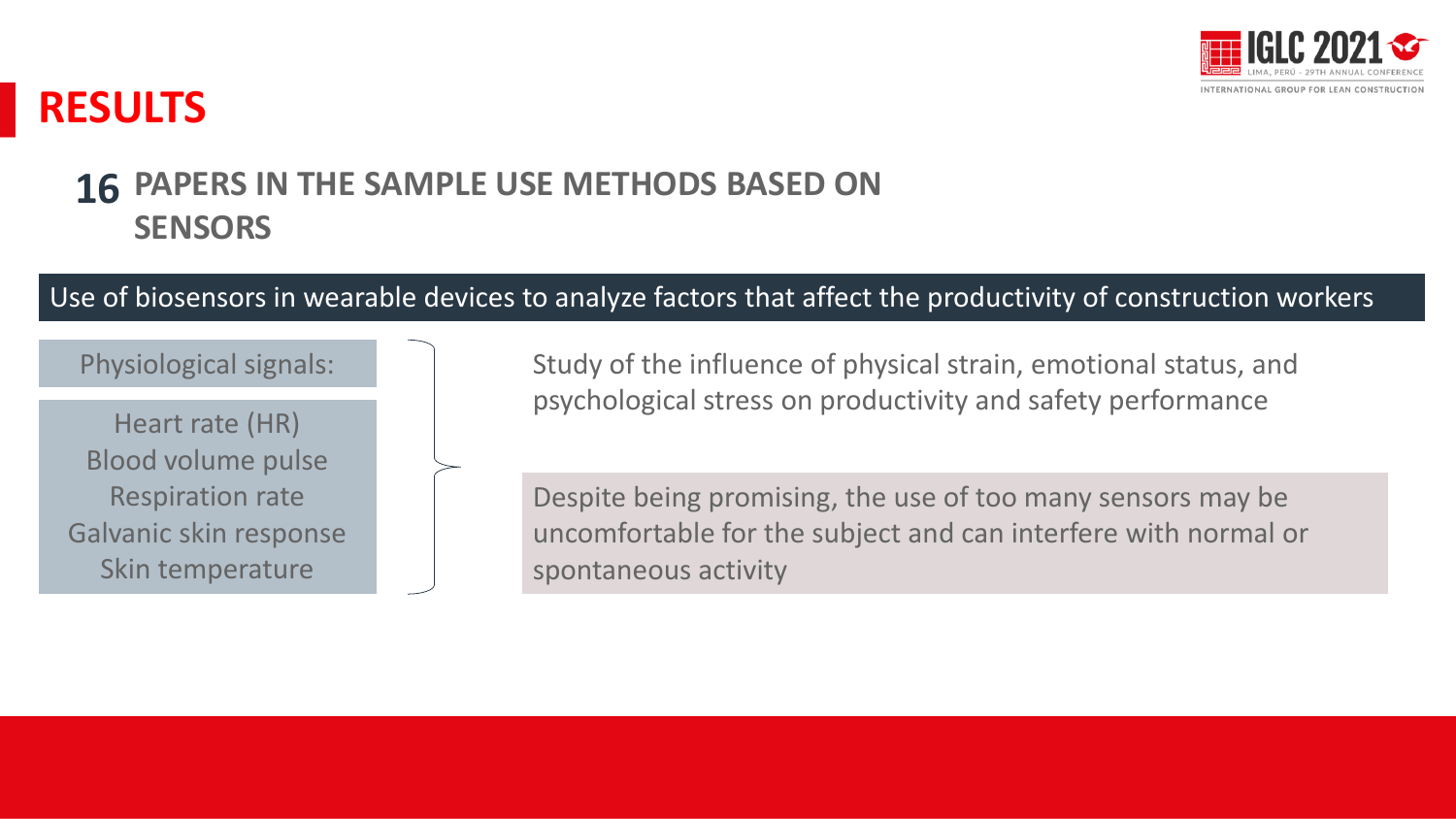# RESULTS

## 16 PAPERS IN THE SAMPLE USE METHODS BASED ON SENSORS

**Use of biosensors in wearable devices to analyze factors that affect the productivity of construction workers**

Physiological signals:

- Heart rate (HR)
- Blood volume pulse
- Respiration rate
- Galvanic skin response
- Skin temperature

Study of the influence of physical strain, emotional status, and psychological stress on productivity and safety performance

Despite being promising, the use of too many sensors may be uncomfortable for the subject and can interfere with normal or spontaneous activity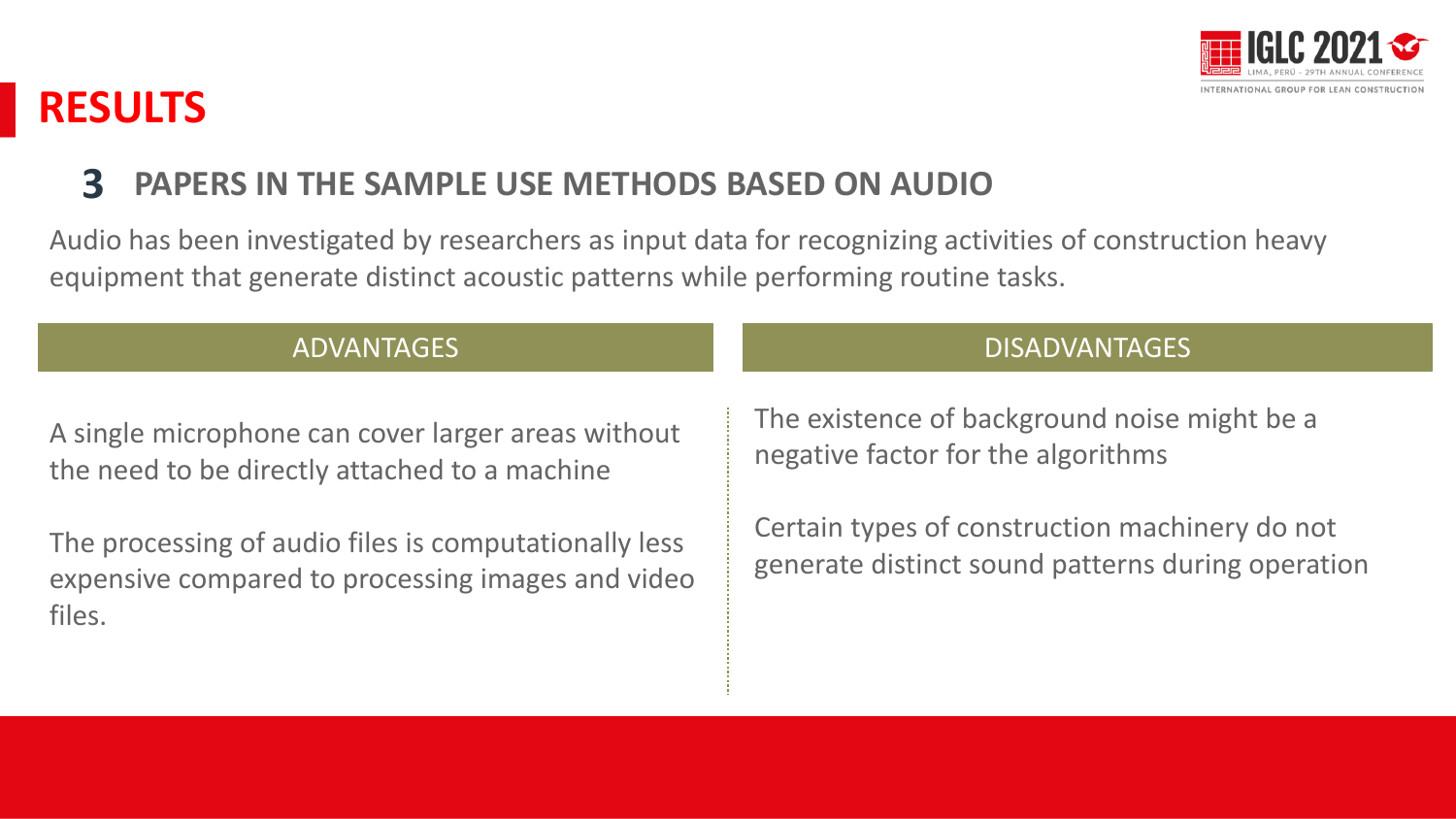# RESULTS

## 3 PAPERS IN THE SAMPLE USE METHODS BASED ON AUDIO

Audio has been investigated by researchers as input data for recognizing activities of construction heavy equipment that generate distinct acoustic patterns while performing routine tasks.

| ADVANTAGES | DISADVANTAGES |
| --- | --- |
| A single microphone can cover larger areas without the need to be directly attached to a machine | The existence of background noise might be a negative factor for the algorithms |
| The processing of audio files is computationally less expensive compared to processing images and video files. | Certain types of construction machinery do not generate distinct sound patterns during operation |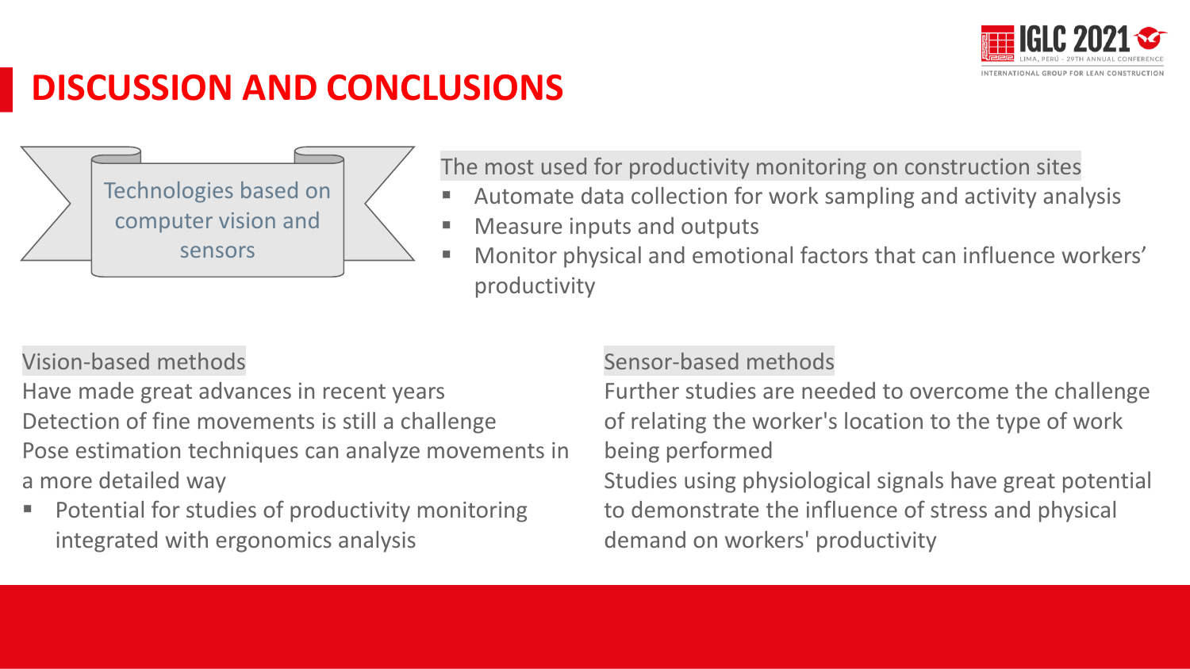# DISCUSSION AND CONCLUSIONS

Technologies based on computer vision and sensors

The most used for productivity monitoring on construction sites

- Automate data collection for work sampling and activity analysis
- Measure inputs and outputs
- Monitor physical and emotional factors that can influence workers' productivity

Vision-based methods

Have made great advances in recent years

Detection of fine movements is still a challenge

Pose estimation techniques can analyze movements in a more detailed way

- Potential for studies of productivity monitoring integrated with ergonomics analysis

Sensor-based methods

Further studies are needed to overcome the challenge of relating the worker's location to the type of work being performed

Studies using physiological signals have great potential to demonstrate the influence of stress and physical demand on workers' productivity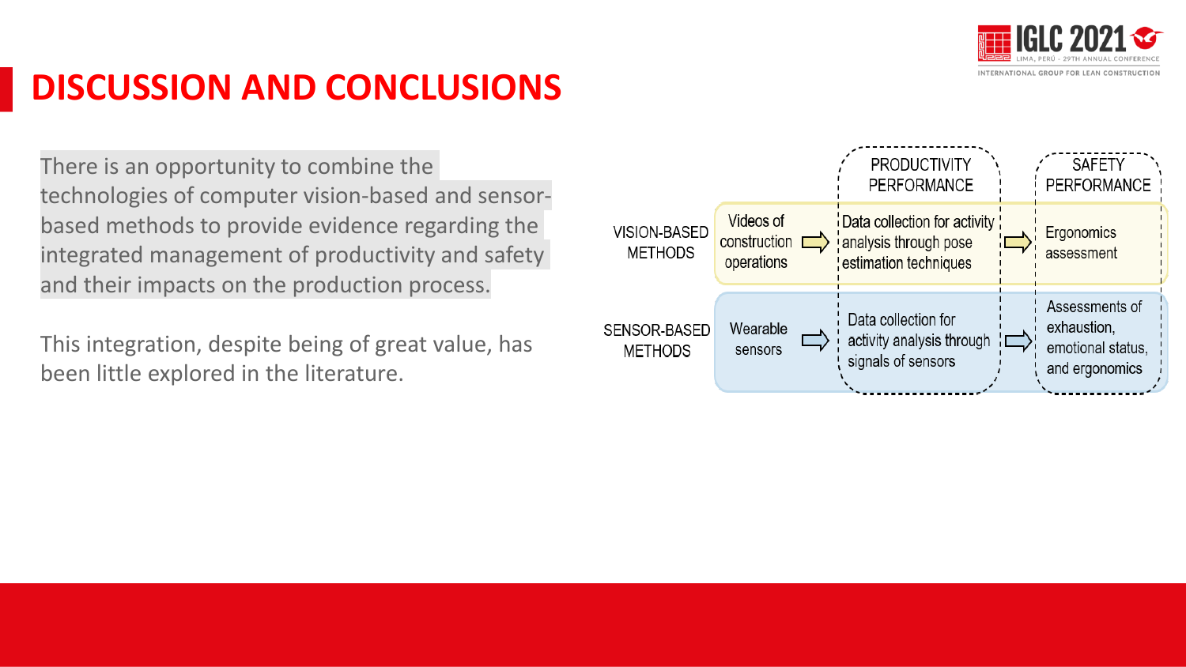# DISCUSSION AND CONCLUSIONS

There is an opportunity to combine the technologies of computer vision-based and sensor-based methods to provide evidence regarding the integrated management of productivity and safety and their impacts on the production process.

This integration, despite being of great value, has been little explored in the literature.

| | | PRODUCTIVITY PERFORMANCE | SAFETY PERFORMANCE |
|---|---|---|---|
| VISION-BASED METHODS | Videos of construction operations | Data collection for activity analysis through pose estimation techniques | Ergonomics assessment |
| SENSOR-BASED METHODS | Wearable sensors | Data collection for activity analysis through signals of sensors | Assessments of exhaustion, emotional status, and ergonomics |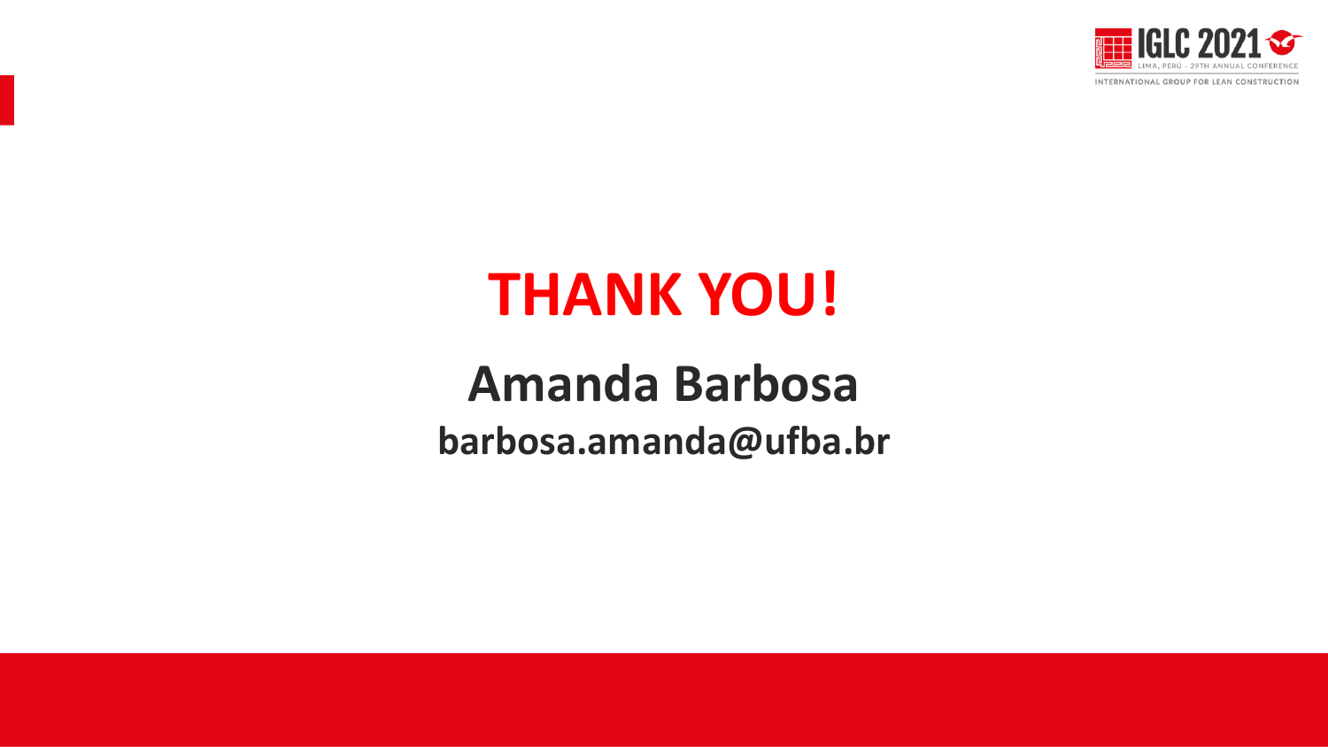# THANK YOU!

## Amanda Barbosa

**barbosa.amanda@ufba.br**